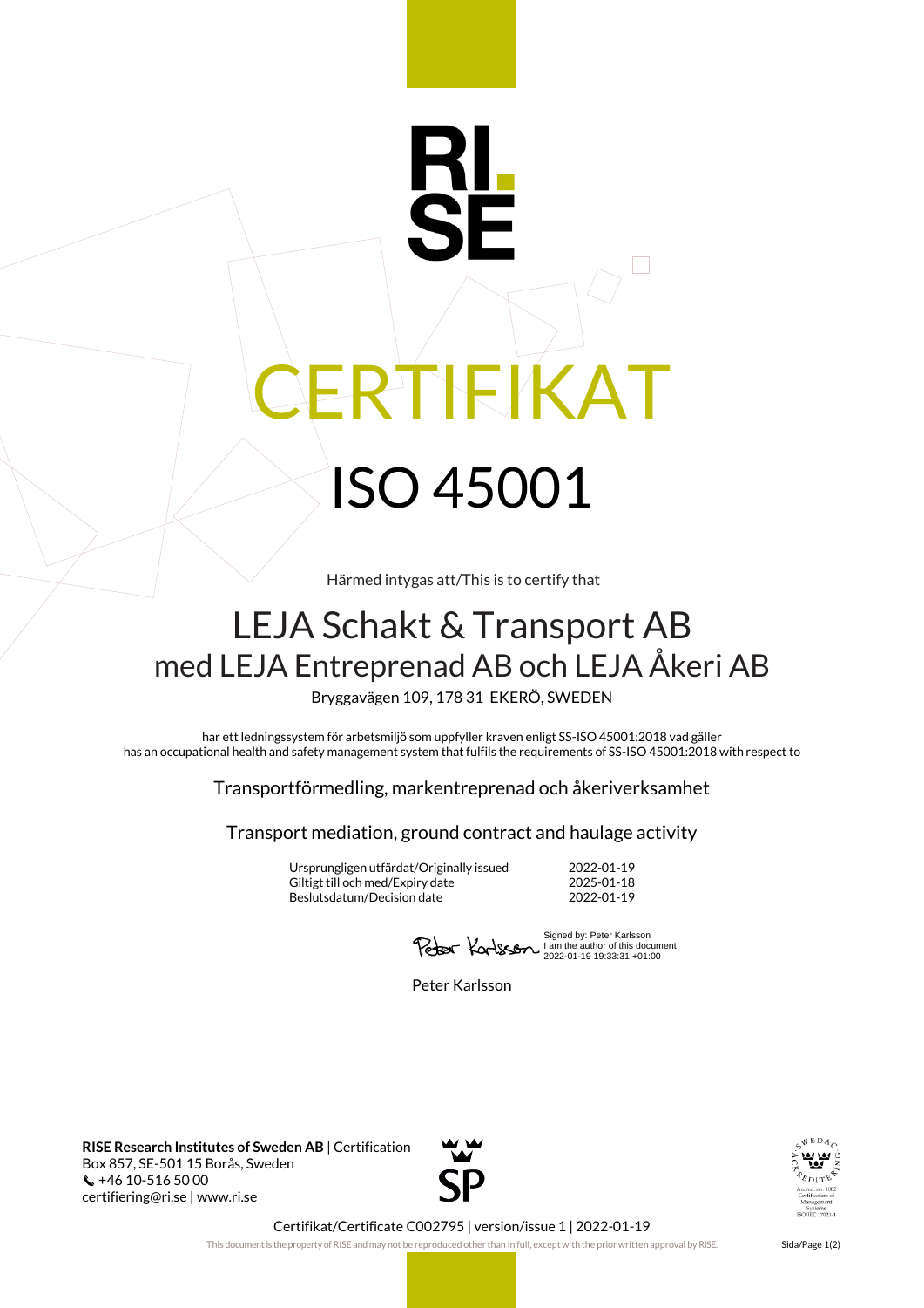RI. SE

# CERTIFIKAT

# ISO 45001

Härmed intygas att/This is to certify that

## LEJA Schakt & Transport AB
## med LEJA Entreprenad AB och LEJA Åkeri AB

Bryggavägen 109, 178 31 EKERÖ, SWEDEN

har ett ledningssystem för arbetsmiljö som uppfyller kraven enligt SS-ISO 45001:2018 vad gäller
has an occupational health and safety management system that fulfils the requirements of SS-ISO 45001:2018 with respect to

Transportförmedling, markentreprenad och åkeriverksamhet

Transport mediation, ground contract and haulage activity

| | |
|---|---|
| Ursprungligen utfärdat/Originally issued | 2022-01-19 |
| Giltigt till och med/Expiry date | 2025-01-18 |
| Beslutsdatum/Decision date | 2022-01-19 |

Signed by: Peter Karlsson
I am the author of this document
2022-01-19 19:33:31 +01:00

Peter Karlsson

**RISE Research Institutes of Sweden AB** | Certification
Box 857, SE-501 15 Borås, Sweden
+46 10-516 50 00
certifiering@ri.se | www.ri.se

SP

SWEDAC ACKREDITERING
Ackred. nr. 1002
Certifiering av
Management
Systems
ISO/IEC 17021-1

Certifikat/Certificate C002795 | version/issue 1 | 2022-01-19

This document is the property of RISE and may not be reproduced other than in full, except with the prior written approval by RISE.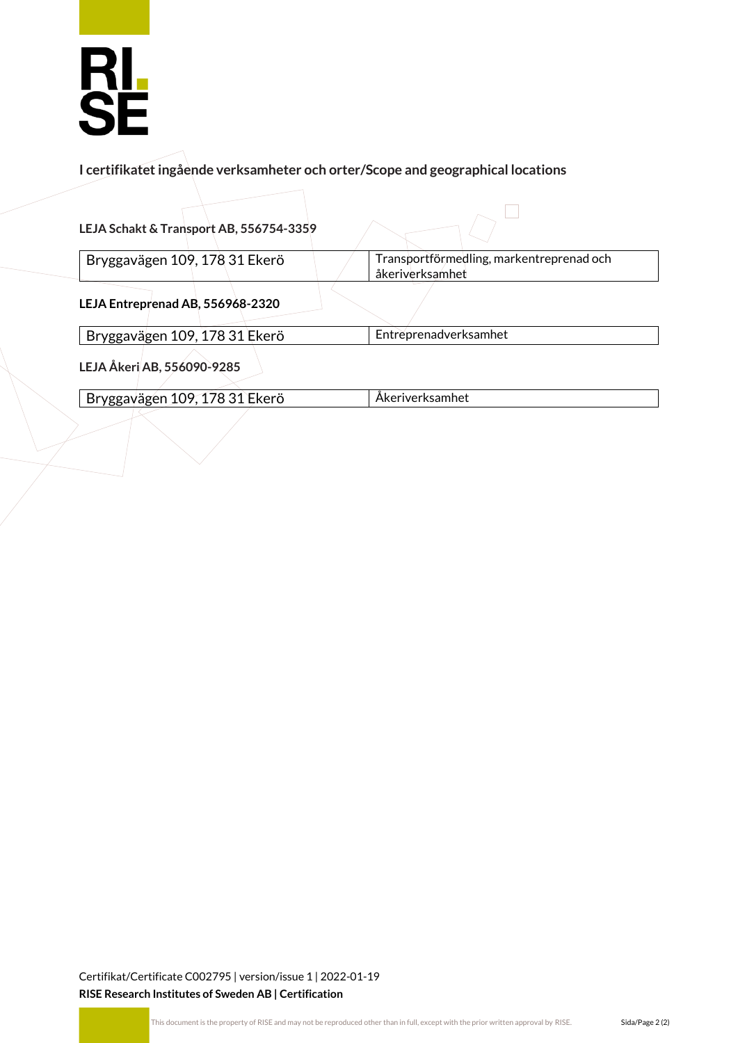## I certifikatet ingående verksamheter och orter/Scope and geographical locations

**LEJA Schakt & Transport AB, 556754-3359**

| | |
|---|---|
| Bryggavägen 109, 178 31 Ekerö | Transportförmedling, markentreprenad och åkeriverksamhet |

**LEJA Entreprenad AB, 556968-2320**

| | |
|---|---|
| Bryggavägen 109, 178 31 Ekerö | Entreprenadverksamhet |

**LEJA Åkeri AB, 556090-9285**

| | |
|---|---|
| Bryggavägen 109, 178 31 Ekerö | Åkeriverksamhet |

Certifikat/Certificate C002795 | version/issue 1 | 2022-01-19

**RISE Research Institutes of Sweden AB | Certification**

This document is the property of RISE and may not be reproduced other than in full, except with the prior written approval by RISE.